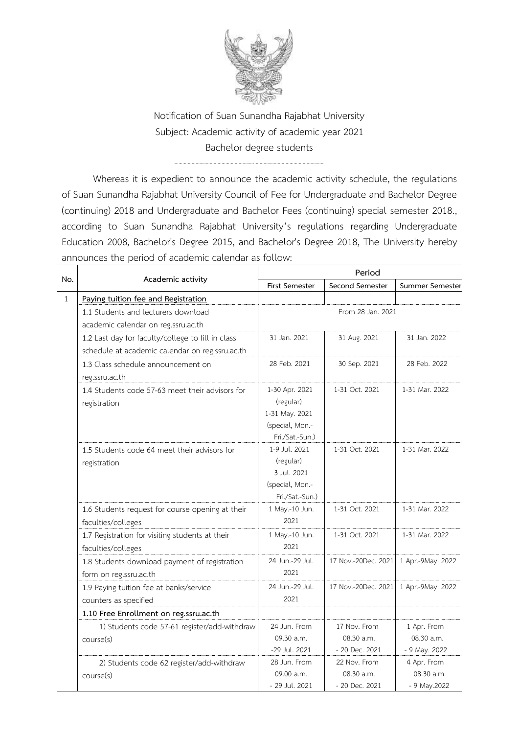Notification of Suan Sunandha Rajabhat University
Subject: Academic activity of academic year 2021
Bachelor degree students

Whereas it is expedient to announce the academic activity schedule, the regulations of Suan Sunandha Rajabhat University Council of Fee for Undergraduate and Bachelor Degree (continuing) 2018 and Undergraduate and Bachelor Fees (continuing) special semester 2018., according to Suan Sunandha Rajabhat University's regulations regarding Undergraduate Education 2008, Bachelor's Degree 2015, and Bachelor's Degree 2018, The University hereby announces the period of academic calendar as follow:

| No. | Academic activity | Period | | |
|---|---|---|---|---|
| | | First Semester | Second Semester | Summer Semester |
| 1 | **Paying tuition fee and Registration** | | | |
| | 1.1 Students and lecturers download academic calendar on reg.ssru.ac.th | From 28 Jan. 2021 | | |
| | 1.2 Last day for faculty/college to fill in class schedule at academic calendar on reg.ssru.ac.th | 31 Jan. 2021 | 31 Aug. 2021 | 31 Jan. 2022 |
| | 1.3 Class schedule announcement on reg.ssru.ac.th | 28 Feb. 2021 | 30 Sep. 2021 | 28 Feb. 2022 |
| | 1.4 Students code 57-63 meet their advisors for registration | 1-30 Apr. 2021 (regular) 1-31 May. 2021 (special, Mon.-Fri./Sat.-Sun.) | 1-31 Oct. 2021 | 1-31 Mar. 2022 |
| | 1.5 Students code 64 meet their advisors for registration | 1-9 Jul. 2021 (regular) 3 Jul. 2021 (special, Mon.-Fri./Sat.-Sun.) | 1-31 Oct. 2021 | 1-31 Mar. 2022 |
| | 1.6 Students request for course opening at their faculties/colleges | 1 May.-10 Jun. 2021 | 1-31 Oct. 2021 | 1-31 Mar. 2022 |
| | 1.7 Registration for visiting students at their faculties/colleges | 1 May.-10 Jun. 2021 | 1-31 Oct. 2021 | 1-31 Mar. 2022 |
| | 1.8 Students download payment of registration form on reg.ssru.ac.th | 24 Jun.-29 Jul. 2021 | 17 Nov.-20Dec. 2021 | 1 Apr.-9May. 2022 |
| | 1.9 Paying tuition fee at banks/service counters as specified | 24 Jun.-29 Jul. 2021 | 17 Nov.-20Dec. 2021 | 1 Apr.-9May. 2022 |
| | **1.10 Free Enrollment on reg.ssru.ac.th** | | | |
| | 1) Students code 57-61 register/add-withdraw course(s) | 24 Jun. From 09.30 a.m. -29 Jul. 2021 | 17 Nov. From 08.30 a.m. - 20 Dec. 2021 | 1 Apr. From 08.30 a.m. - 9 May. 2022 |
| | 2) Students code 62 register/add-withdraw course(s) | 28 Jun. From 09.00 a.m. - 29 Jul. 2021 | 22 Nov. From 08.30 a.m. - 20 Dec. 2021 | 4 Apr. From 08.30 a.m. - 9 May.2022 |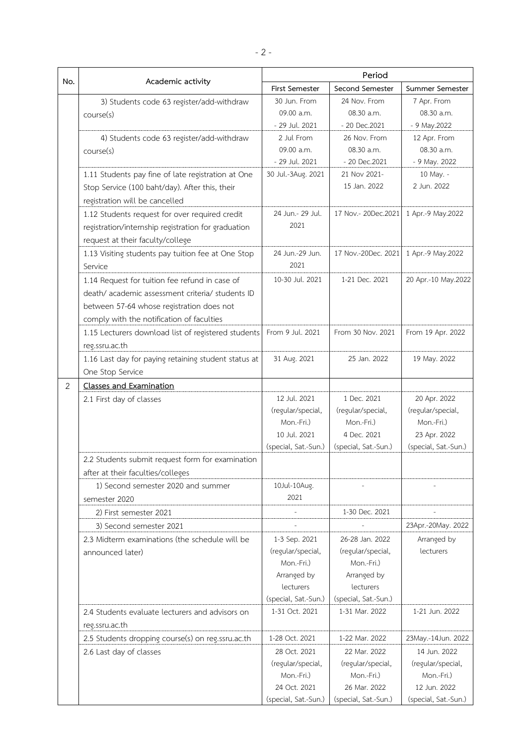| No. | Academic activity | Period | | |
|---|---|---|---|---|
| | | First Semester | Second Semester | Summer Semester |
| | 3) Students code 63 register/add-withdraw course(s) | 30 Jun. From 09.00 a.m. - 29 Jul. 2021 | 24 Nov. From 08.30 a.m. - 20 Dec.2021 | 7 Apr. From 08.30 a.m. - 9 May.2022 |
| | 4) Students code 63 register/add-withdraw course(s) | 2 Jul From 09.00 a.m. - 29 Jul. 2021 | 26 Nov. From 08.30 a.m. - 20 Dec.2021 | 12 Apr. From 08.30 a.m. - 9 May. 2022 |
| | 1.11 Students pay fine of late registration at One Stop Service (100 baht/day). After this, their registration will be cancelled | 30 Jul.-3Aug. 2021 | 21 Nov 2021- 15 Jan. 2022 | 10 May. - 2 Jun. 2022 |
| | 1.12 Students request for over required credit registration/internship registration for graduation request at their faculty/college | 24 Jun.- 29 Jul. 2021 | 17 Nov.- 20Dec.2021 | 1 Apr.-9 May.2022 |
| | 1.13 Visiting students pay tuition fee at One Stop Service | 24 Jun.-29 Jun. 2021 | 17 Nov.-20Dec. 2021 | 1 Apr.-9 May.2022 |
| | 1.14 Request for tuition fee refund in case of death/ academic assessment criteria/ students ID between 57-64 whose registration does not comply with the notification of faculties | 10-30 Jul. 2021 | 1-21 Dec. 2021 | 20 Apr.-10 May.2022 |
| | 1.15 Lecturers download list of registered students reg.ssru.ac.th | From 9 Jul. 2021 | From 30 Nov. 2021 | From 19 Apr. 2022 |
| | 1.16 Last day for paying retaining student status at One Stop Service | 31 Aug. 2021 | 25 Jan. 2022 | 19 May. 2022 |
| 2 | **Classes and Examination** | | | |
| | 2.1 First day of classes | 12 Jul. 2021 (regular/special, Mon.-Fri.) 10 Jul. 2021 (special, Sat.-Sun.) | 1 Dec. 2021 (regular/special, Mon.-Fri.) 4 Dec. 2021 (special, Sat.-Sun.) | 20 Apr. 2022 (regular/special, Mon.-Fri.) 23 Apr. 2022 (special, Sat.-Sun.) |
| | 2.2 Students submit request form for examination after at their faculties/colleges | | | |
| | 1) Second semester 2020 and summer semester 2020 | 10Jul-10Aug. 2021 | - | - |
| | 2) First semester 2021 | - | 1-30 Dec. 2021 | - |
| | 3) Second semester 2021 | - | - | 23Apr.-20May. 2022 |
| | 2.3 Midterm examinations (the schedule will be announced later) | 1-3 Sep. 2021 (regular/special, Mon.-Fri.) Arranged by lecturers (special, Sat.-Sun.) | 26-28 Jan. 2022 (regular/special, Mon.-Fri.) Arranged by lecturers (special, Sat.-Sun.) | Arranged by lecturers |
| | 2.4 Students evaluate lecturers and advisors on reg.ssru.ac.th | 1-31 Oct. 2021 | 1-31 Mar. 2022 | 1-21 Jun. 2022 |
| | 2.5 Students dropping course(s) on reg.ssru.ac.th | 1-28 Oct. 2021 | 1-22 Mar. 2022 | 23May.-14Jun. 2022 |
| | 2.6 Last day of classes | 28 Oct. 2021 (regular/special, Mon.-Fri.) 24 Oct. 2021 (special, Sat.-Sun.) | 22 Mar. 2022 (regular/special, Mon.-Fri.) 26 Mar. 2022 (special, Sat.-Sun.) | 14 Jun. 2022 (regular/special, Mon.-Fri.) 12 Jun. 2022 (special, Sat.-Sun.) |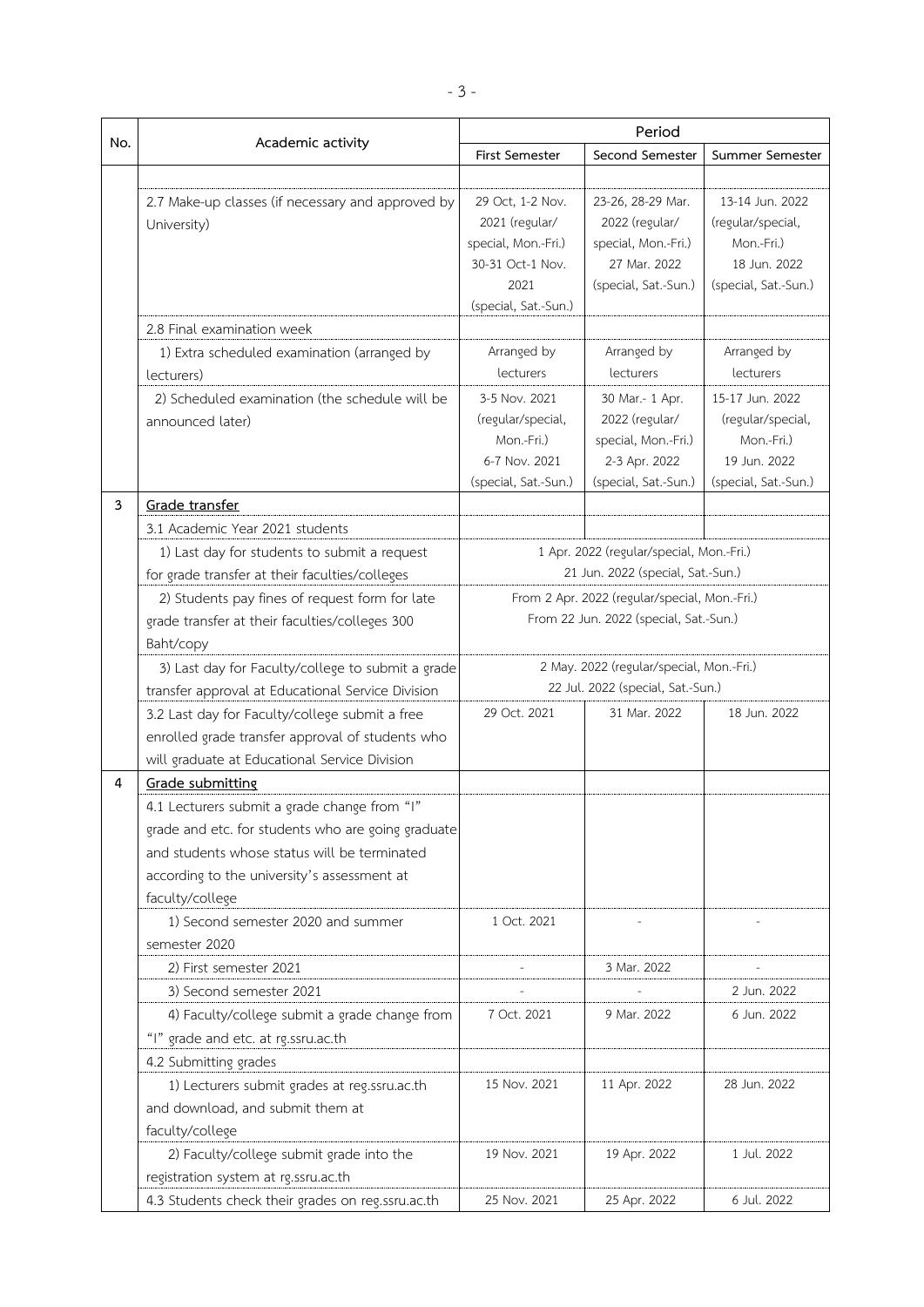| No. | Academic activity | Period | | |
|---|---|---|---|---|
| | | First Semester | Second Semester | Summer Semester |
| | 2.7 Make-up classes (if necessary and approved by University) | 29 Oct, 1-2 Nov. 2021 (regular/ special, Mon.-Fri.) 30-31 Oct-1 Nov. 2021 (special, Sat.-Sun.) | 23-26, 28-29 Mar. 2022 (regular/ special, Mon.-Fri.) 27 Mar. 2022 (special, Sat.-Sun.) | 13-14 Jun. 2022 (regular/special, Mon.-Fri.) 18 Jun. 2022 (special, Sat.-Sun.) |
| | 2.8 Final examination week | | | |
| | 1) Extra scheduled examination (arranged by lecturers) | Arranged by lecturers | Arranged by lecturers | Arranged by lecturers |
| | 2) Scheduled examination (the schedule will be announced later) | 3-5 Nov. 2021 (regular/special, Mon.-Fri.) 6-7 Nov. 2021 (special, Sat.-Sun.) | 30 Mar.- 1 Apr. 2022 (regular/ special, Mon.-Fri.) 2-3 Apr. 2022 (special, Sat.-Sun.) | 15-17 Jun. 2022 (regular/special, Mon.-Fri.) 19 Jun. 2022 (special, Sat.-Sun.) |
| 3 | <u>Grade transfer</u> | | | |
| | 3.1 Academic Year 2021 students | | | |
| | 1) Last day for students to submit a request for grade transfer at their faculties/colleges | 1 Apr. 2022 (regular/special, Mon.-Fri.) 21 Jun. 2022 (special, Sat.-Sun.) | | |
| | 2) Students pay fines of request form for late grade transfer at their faculties/colleges 300 Baht/copy | From 2 Apr. 2022 (regular/special, Mon.-Fri.) From 22 Jun. 2022 (special, Sat.-Sun.) | | |
| | 3) Last day for Faculty/college to submit a grade transfer approval at Educational Service Division | 2 May. 2022 (regular/special, Mon.-Fri.) 22 Jul. 2022 (special, Sat.-Sun.) | | |
| | 3.2 Last day for Faculty/college submit a free enrolled grade transfer approval of students who will graduate at Educational Service Division | 29 Oct. 2021 | 31 Mar. 2022 | 18 Jun. 2022 |
| 4 | <u>Grade submitting</u> | | | |
| | 4.1 Lecturers submit a grade change from "I" grade and etc. for students who are going graduate and students whose status will be terminated according to the university's assessment at faculty/college | | | |
| | 1) Second semester 2020 and summer semester 2020 | 1 Oct. 2021 | - | - |
| | 2) First semester 2021 | - | 3 Mar. 2022 | - |
| | 3) Second semester 2021 | - | - | 2 Jun. 2022 |
| | 4) Faculty/college submit a grade change from "I" grade and etc. at rg.ssru.ac.th | 7 Oct. 2021 | 9 Mar. 2022 | 6 Jun. 2022 |
| | 4.2 Submitting grades | | | |
| | 1) Lecturers submit grades at reg.ssru.ac.th and download, and submit them at faculty/college | 15 Nov. 2021 | 11 Apr. 2022 | 28 Jun. 2022 |
| | 2) Faculty/college submit grade into the registration system at rg.ssru.ac.th | 19 Nov. 2021 | 19 Apr. 2022 | 1 Jul. 2022 |
| | 4.3 Students check their grades on reg.ssru.ac.th | 25 Nov. 2021 | 25 Apr. 2022 | 6 Jul. 2022 |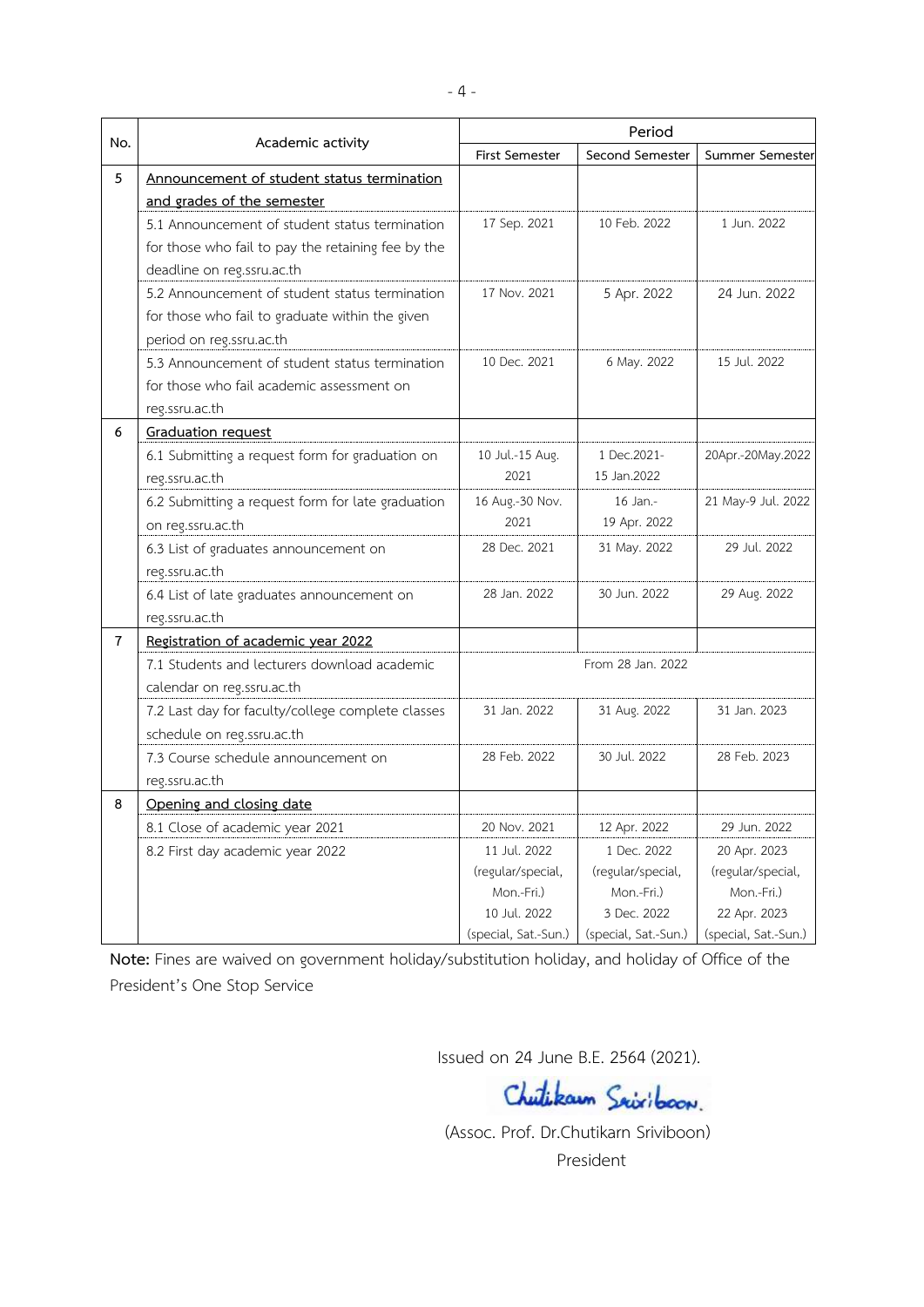| No. | Academic activity | Period | | |
|---|---|---|---|---|
| | | First Semester | Second Semester | Summer Semester |
| 5 | Announcement of student status termination and grades of the semester | | | |
| | 5.1 Announcement of student status termination for those who fail to pay the retaining fee by the deadline on reg.ssru.ac.th | 17 Sep. 2021 | 10 Feb. 2022 | 1 Jun. 2022 |
| | 5.2 Announcement of student status termination for those who fail to graduate within the given period on reg.ssru.ac.th | 17 Nov. 2021 | 5 Apr. 2022 | 24 Jun. 2022 |
| | 5.3 Announcement of student status termination for those who fail academic assessment on reg.ssru.ac.th | 10 Dec. 2021 | 6 May. 2022 | 15 Jul. 2022 |
| 6 | Graduation request | | | |
| | 6.1 Submitting a request form for graduation on reg.ssru.ac.th | 10 Jul.-15 Aug. 2021 | 1 Dec.2021- 15 Jan.2022 | 20Apr.-20May.2022 |
| | 6.2 Submitting a request form for late graduation on reg.ssru.ac.th | 16 Aug.-30 Nov. 2021 | 16 Jan.- 19 Apr. 2022 | 21 May-9 Jul. 2022 |
| | 6.3 List of graduates announcement on reg.ssru.ac.th | 28 Dec. 2021 | 31 May. 2022 | 29 Jul. 2022 |
| | 6.4 List of late graduates announcement on reg.ssru.ac.th | 28 Jan. 2022 | 30 Jun. 2022 | 29 Aug. 2022 |
| 7 | Registration of academic year 2022 | | | |
| | 7.1 Students and lecturers download academic calendar on reg.ssru.ac.th | From 28 Jan. 2022 | | |
| | 7.2 Last day for faculty/college complete classes schedule on reg.ssru.ac.th | 31 Jan. 2022 | 31 Aug. 2022 | 31 Jan. 2023 |
| | 7.3 Course schedule announcement on reg.ssru.ac.th | 28 Feb. 2022 | 30 Jul. 2022 | 28 Feb. 2023 |
| 8 | Opening and closing date | | | |
| | 8.1 Close of academic year 2021 | 20 Nov. 2021 | 12 Apr. 2022 | 29 Jun. 2022 |
| | 8.2 First day academic year 2022 | 11 Jul. 2022 (regular/special, Mon.-Fri.) 10 Jul. 2022 (special, Sat.-Sun.) | 1 Dec. 2022 (regular/special, Mon.-Fri.) 3 Dec. 2022 (special, Sat.-Sun.) | 20 Apr. 2023 (regular/special, Mon.-Fri.) 22 Apr. 2023 (special, Sat.-Sun.) |

**Note:** Fines are waived on government holiday/substitution holiday, and holiday of Office of the President's One Stop Service

Issued on 24 June B.E. 2564 (2021).

Chutikarn Sriviboon

(Assoc. Prof. Dr.Chutikarn Sriviboon)

President